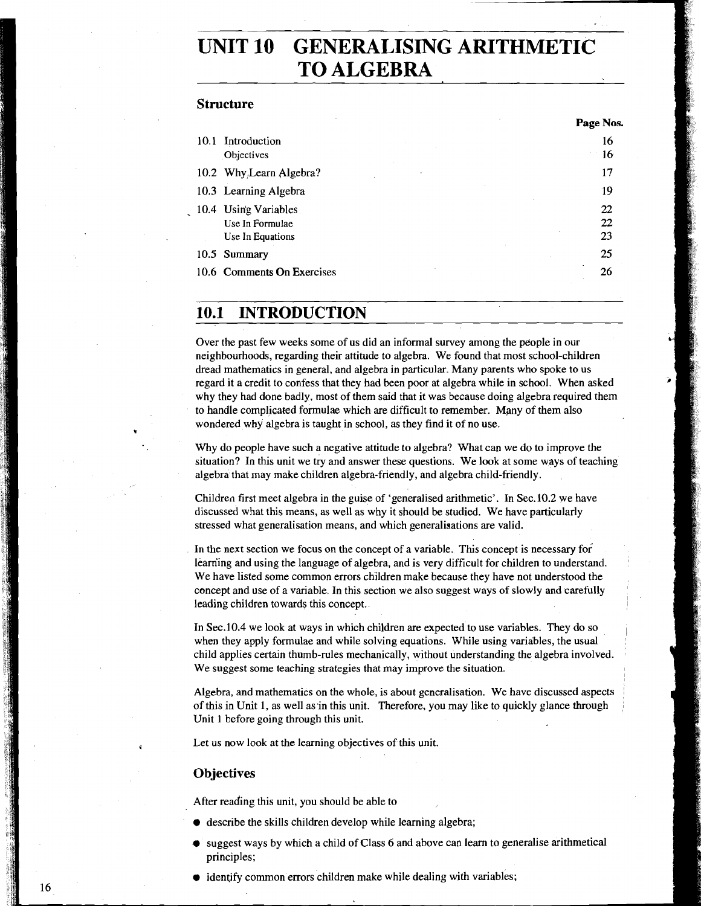# UNIT 10 GENERALISING ARITHMETIC TO ALGEBRA

## Structure

| | | Page Nos. |
|---|---|---|
| 10.1 | Introduction | 16 |
| | Objectives | 16 |
| 10.2 | Why Learn Algebra? | 17 |
| 10.3 | Learning Algebra | 19 |
| 10.4 | Using Variables | 22 |
| | Use In Formulae | 22 |
| | Use In Equations | 23 |
| 10.5 | Summary | 25 |
| 10.6 | Comments On Exercises | 26 |

## 10.1 INTRODUCTION

Over the past few weeks some of us did an informal survey among the people in our neighbourhoods, regarding their attitude to algebra. We found that most school-children dread mathematics in general, and algebra in particular. Many parents who spoke to us regard it a credit to confess that they had been poor at algebra while in school. When asked why they had done badly, most of them said that it was because doing algebra required them to handle complicated formulae which are difficult to remember. Many of them also wondered why algebra is taught in school, as they find it of no use.

Why do people have such a negative attitude to algebra? What can we do to improve the situation? In this unit we try and answer these questions. We look at some ways of teaching algebra that may make children algebra-friendly, and algebra child-friendly.

Children first meet algebra in the guise of 'generalised arithmetic'. In Sec.10.2 we have discussed what this means, as well as why it should be studied. We have particularly stressed what generalisation means, and which generalisations are valid.

In the next section we focus on the concept of a variable. This concept is necessary for learning and using the language of algebra, and is very difficult for children to understand. We have listed some common errors children make because they have not understood the concept and use of a variable. In this section we also suggest ways of slowly and carefully leading children towards this concept.

In Sec.10.4 we look at ways in which children are expected to use variables. They do so when they apply formulae and while solving equations. While using variables, the usual child applies certain thumb-rules mechanically, without understanding the algebra involved. We suggest some teaching strategies that may improve the situation.

Algebra, and mathematics on the whole, is about generalisation. We have discussed aspects of this in Unit 1, as well as in this unit. Therefore, you may like to quickly glance through Unit 1 before going through this unit.

Let us now look at the learning objectives of this unit.

### Objectives

After reading this unit, you should be able to

- describe the skills children develop while learning algebra;
- suggest ways by which a child of Class 6 and above can learn to generalise arithmetical principles;
- identify common errors children make while dealing with variables;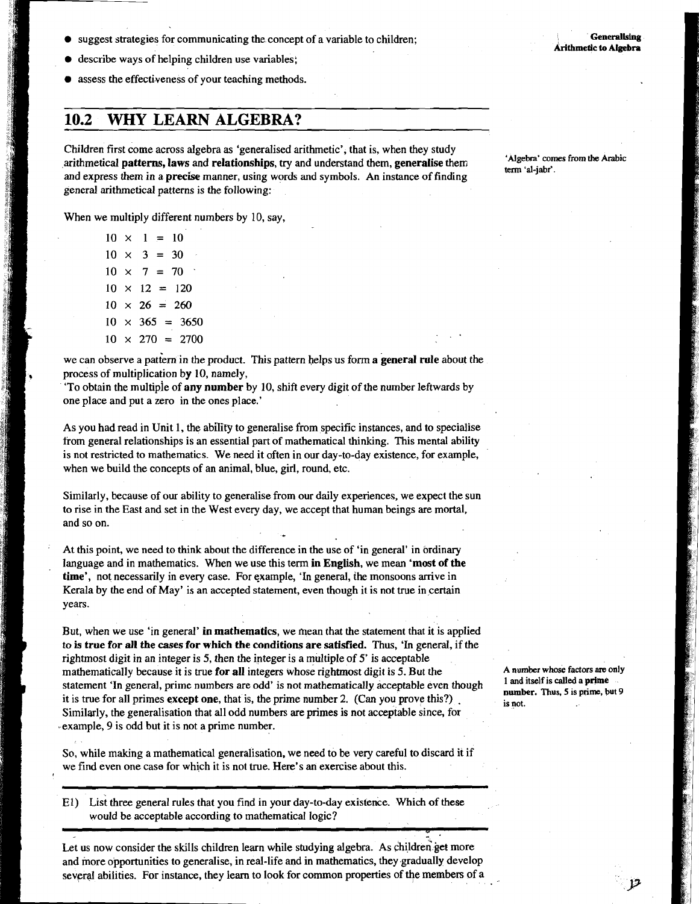- suggest strategies for communicating the concept of a variable to children;
- describe ways of helping children use variables;
- assess the effectiveness of your teaching methods.

## 10.2 WHY LEARN ALGEBRA?

Children first come across algebra as 'generalised arithmetic', that is, when they study arithmetical **patterns, laws** and **relationships**, try and understand them, **generalise** them and express them in a **precise** manner, using words and symbols. An instance of finding general arithmetical patterns is the following:

'Algebra' comes from the Arabic term 'al-jabr'.

When we multiply different numbers by 10, say,

$$10 \times 1 = 10$$
$$10 \times 3 = 30$$
$$10 \times 7 = 70$$
$$10 \times 12 = 120$$
$$10 \times 26 = 260$$
$$10 \times 365 = 3650$$
$$10 \times 270 = 2700$$

we can observe a pattern in the product. This pattern helps us form **a general rule** about the process of multiplication by 10, namely,

'To obtain the multiple of **any number** by 10, shift every digit of the number leftwards by one place and put a zero in the ones place.'

As you had read in Unit 1, the ability to generalise from specific instances, and to specialise from general relationships is an essential part of mathematical thinking. This mental ability is not restricted to mathematics. We need it often in our day-to-day existence, for example, when we build the concepts of an animal, blue, girl, round, etc.

Similarly, because of our ability to generalise from our daily experiences, we expect the sun to rise in the East and set in the West every day, we accept that human beings are mortal, and so on.

At this point, we need to think about the difference in the use of 'in general' in ordinary language and in mathematics. When we use this term **in English**, we mean **'most of the time'**, not necessarily in every case. For example, 'In general, the monsoons arrive in Kerala by the end of May' is an accepted statement, even though it is not true in certain years.

But, when we use 'in general' **in mathematics**, we mean that the statement that it is applied to **is true for all the cases for which the conditions are satisfied.** Thus, 'In general, if the rightmost digit in an integer is 5, then the integer is a multiple of 5' is acceptable mathematically because it is true **for all** integers whose rightmost digit is 5. But the statement 'In general, prime numbers are odd' is not mathematically acceptable even though it is true for all primes **except one**, that is, the prime number 2. (Can you prove this?). Similarly, the generalisation that all odd numbers are primes is not acceptable since, for example, 9 is odd but it is not a prime number.

A number whose factors are only 1 and itself is called a **prime number.** Thus, 5 is prime, but 9 is not.

So, while making a mathematical generalisation, we need to be very careful to discard it if we find even one case for which it is not true. Here's an exercise about this.

---

E1) List three general rules that you find in your day-to-day existence. Which of these would be acceptable according to mathematical logic?

---

Let us now consider the skills children learn while studying algebra. As children get more and more opportunities to generalise, in real-life and in mathematics, they gradually develop several abilities. For instance, they learn to look for common properties of the members of a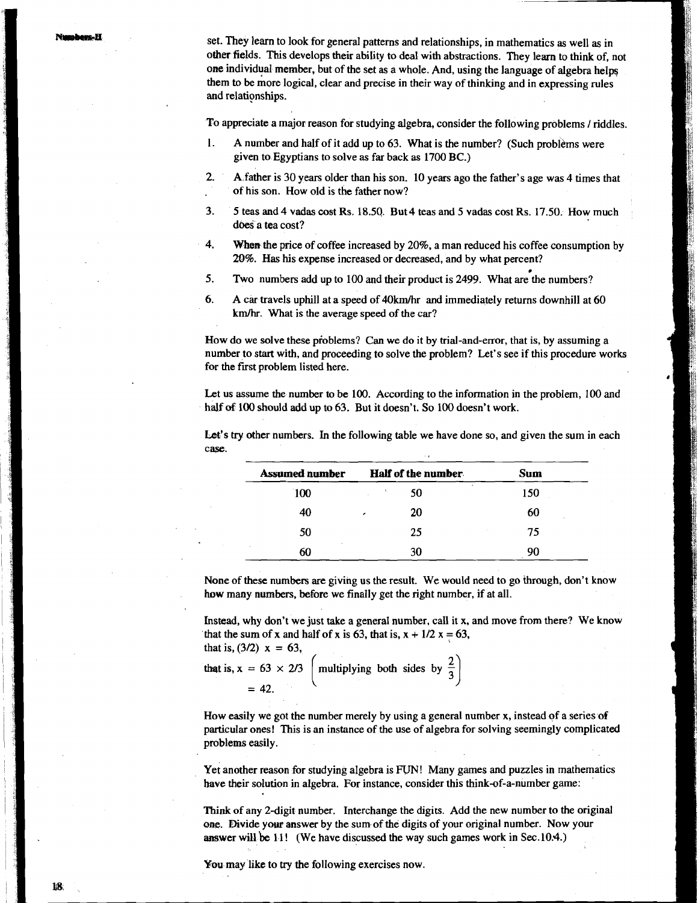set. They learn to look for general patterns and relationships, in mathematics as well as in other fields. This develops their ability to deal with abstractions. They learn to think of, not one individual member, but of the set as a whole. And, using the language of algebra helps them to be more logical, clear and precise in their way of thinking and in expressing rules and relationships.

To appreciate a major reason for studying algebra, consider the following problems / riddles.

1. A number and half of it add up to 63. What is the number? (Such problems were given to Egyptians to solve as far back as 1700 BC.)
2. A father is 30 years older than his son. 10 years ago the father's age was 4 times that of his son. How old is the father now?
3. 5 teas and 4 vadas cost Rs. 18.50. But 4 teas and 5 vadas cost Rs. 17.50. How much does a tea cost?
4. When the price of coffee increased by 20%, a man reduced his coffee consumption by 20%. Has his expense increased or decreased, and by what percent?
5. Two numbers add up to 100 and their product is 2499. What are the numbers?
6. A car travels uphill at a speed of 40km/hr and immediately returns downhill at 60 km/hr. What is the average speed of the car?

How do we solve these problems? Can we do it by trial-and-error, that is, by assuming a number to start with, and proceeding to solve the problem? Let's see if this procedure works for the first problem listed here.

Let us assume the number to be 100. According to the information in the problem, 100 and half of 100 should add up to 63. But it doesn't. So 100 doesn't work.

Let's try other numbers. In the following table we have done so, and given the sum in each case.

| **Assumed number** | **Half of the number** | **Sum** |
|---|---|---|
| 100 | 50 | 150 |
| 40 | 20 | 60 |
| 50 | 25 | 75 |
| 60 | 30 | 90 |

None of these numbers are giving us the result. We would need to go through, don't know how many numbers, before we finally get the right number, if at all.

Instead, why don't we just take a general number, call it x, and move from there? We know that the sum of x and half of x is 63, that is, $x + 1/2\, x = 63$,

that is, $(3/2)\ x = 63$,

that is, $x = 63 \times 2/3 \quad \left(\text{multiplying both sides by } \frac{2}{3}\right)$

$= 42.$

How easily we got the number merely by using a general number x, instead of a series of particular ones! This is an instance of the use of algebra for solving seemingly complicated problems easily.

Yet another reason for studying algebra is FUN! Many games and puzzles in mathematics have their solution in algebra. For instance, consider this think-of-a-number game:

Think of any 2-digit number. Interchange the digits. Add the new number to the original one. Divide your answer by the sum of the digits of your original number. Now your answer will be 11! (We have discussed the way such games work in Sec.10.4.)

You may like to try the following exercises now.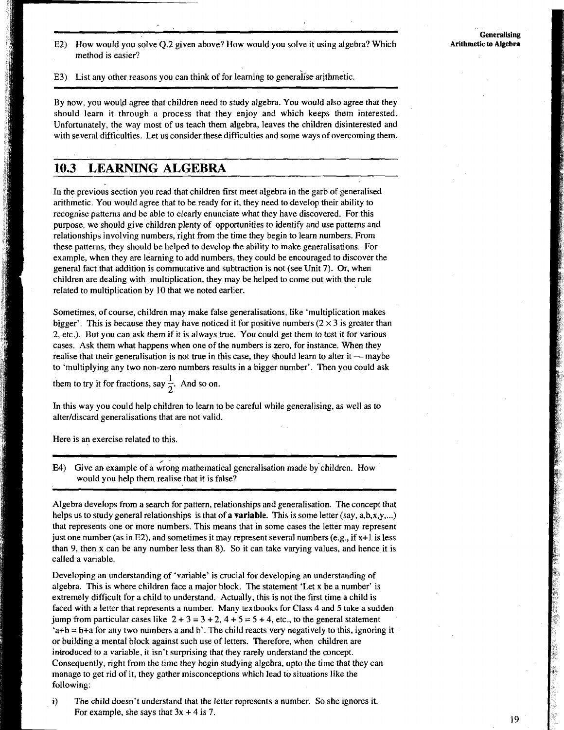E2) How would you solve Q.2 given above? How would you solve it using algebra? Which method is easier?

E3) List any other reasons you can think of for learning to generalise arithmetic.

By now, you would agree that children need to study algebra. You would also agree that they should learn it through a process that they enjoy and which keeps them interested. Unfortunately, the way most of us teach them algebra, leaves the children disinterested and with several difficulties. Let us consider these difficulties and some ways of overcoming them.

## 10.3 LEARNING ALGEBRA

In the previous section you read that children first meet algebra in the garb of generalised arithmetic. You would agree that to be ready for it, they need to develop their ability to recognise patterns and be able to clearly enunciate what they have discovered. For this purpose, we should give children plenty of opportunities to identify and use patterns and relationships involving numbers, right from the time they begin to learn numbers. From these patterns, they should be helped to develop the ability to make generalisations. For example, when they are learning to add numbers, they could be encouraged to discover the general fact that addition is commutative and subtraction is not (see Unit 7). Or, when children are dealing with multiplication, they may be helped to come out with the rule related to multiplication by 10 that we noted earlier.

Sometimes, of course, children may make false generalisations, like 'multiplication makes bigger'. This is because they may have noticed it for positive numbers ($2 \times 3$ is greater than 2, etc.). But you can ask them if it is always true. You could get them to test it for various cases. Ask them what happens when one of the numbers is zero, for instance. When they realise that their generalisation is not true in this case, they should learn to alter it — maybe to 'multiplying any two non-zero numbers results in a bigger number'. Then you could ask them to try it for fractions, say $\frac{1}{2}$. And so on.

In this way you could help children to learn to be careful while generalising, as well as to alter/discard generalisations that are not valid.

Here is an exercise related to this.

E4) Give an example of a wrong mathematical generalisation made by children. How would you help them realise that it is false?

Algebra develops from a search for pattern, relationships and generalisation. The concept that helps us to study general relationships is that of **a variable**. This is some letter (say, a,b,x,y,...) that represents one or more numbers. This means that in some cases the letter may represent just one number (as in E2), and sometimes it may represent several numbers (e.g., if $x+1$ is less than 9, then x can be any number less than 8). So it can take varying values, and hence it is called a variable.

Developing an understanding of 'variable' is crucial for developing an understanding of algebra. This is where children face a major block. The statement 'Let x be a number' is extremely difficult for a child to understand. Actually, this is not the first time a child is faced with a letter that represents a number. Many textbooks for Class 4 and 5 take a sudden jump from particular cases like $2 + 3 = 3 + 2$, $4 + 5 = 5 + 4$, etc., to the general statement '$a+b = b+a$ for any two numbers a and b'. The child reacts very negatively to this, ignoring it or building a mental block against such use of letters. Therefore, when children are introduced to a variable, it isn't surprising that they rarely understand the concept. Consequently, right from the time they begin studying algebra, upto the time that they can manage to get rid of it, they gather misconceptions which lead to situations like the following:

i) The child doesn't understand that the letter represents a number. So she ignores it. For example, she says that $3x + 4$ is 7.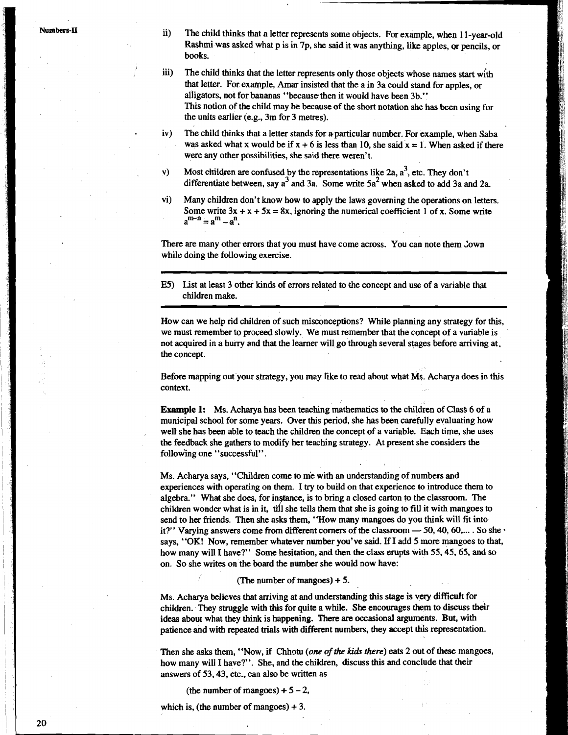ii) The child thinks that a letter represents some objects. For example, when 11-year-old Rashmi was asked what p is in 7p, she said it was anything, like apples, or pencils, or books.

iii) The child thinks that the letter represents only those objects whose names start with that letter. For example, Amar insisted that the a in 3a could stand for apples, or alligators, not for bananas "because then it would have been 3b."
This notion of the child may be because of the short notation she has been using for the units earlier (e.g., 3m for 3 metres).

iv) The child thinks that a letter stands for a particular number. For example, when Saba was asked what x would be if $x + 6$ is less than 10, she said $x = 1$. When asked if there were any other possibilities, she said there weren't.

v) Most children are confused by the representations like 2a, $a^3$, etc. They don't differentiate between, say $a^3$ and 3a. Some write $5a^2$ when asked to add 3a and 2a.

vi) Many children don't know how to apply the laws governing the operations on letters. Some write $3x + x + 5x = 8x$, ignoring the numerical coefficient 1 of x. Some write $a^{m-n} = a^m - a^n$.

There are many other errors that you must have come across. You can note them down while doing the following exercise.

---

E5) List at least 3 other kinds of errors related to the concept and use of a variable that children make.

---

How can we help rid children of such misconceptions? While planning any strategy for this, we must remember to proceed slowly. We must remember that the concept of a variable is not acquired in a hurry and that the learner will go through several stages before arriving at the concept.

Before mapping out your strategy, you may like to read about what Ms. Acharya does in this context.

**Example 1:** Ms. Acharya has been teaching mathematics to the children of Class 6 of a municipal school for some years. Over this period, she has been carefully evaluating how well she has been able to teach the children the concept of a variable. Each time, she uses the feedback she gathers to modify her teaching strategy. At present she considers the following one "successful".

Ms. Acharya says, "Children come to me with an understanding of numbers and experiences with operating on them. I try to build on that experience to introduce them to algebra." What she does, for instance, is to bring a closed carton to the classroom. The children wonder what is in it, till she tells them that she is going to fill it with mangoes to send to her friends. Then she asks them, "How many mangoes do you think will fit into it?" Varying answers come from different corners of the classroom — 50, 40, 60,.... So she says, "OK! Now, remember whatever number you've said. If I add 5 more mangoes to that, how many will I have?" Some hesitation, and then the class erupts with 55, 45, 65, and so on. So she writes on the board the number she would now have:

(The number of mangoes) + 5.

Ms. Acharya believes that arriving at and understanding this stage is very difficult for children. They struggle with this for quite a while. She encourages them to discuss their ideas about what they think is happening. There are occasional arguments. But, with patience and with repeated trials with different numbers, they accept this representation.

Then she asks them, "Now, if Chhotu (*one of the kids there*) eats 2 out of these mangoes, how many will I have?". She, and the children, discuss this and conclude that their answers of 53, 43, etc., can also be written as

(the number of mangoes) + 5 – 2,

which is, (the number of mangoes) + 3.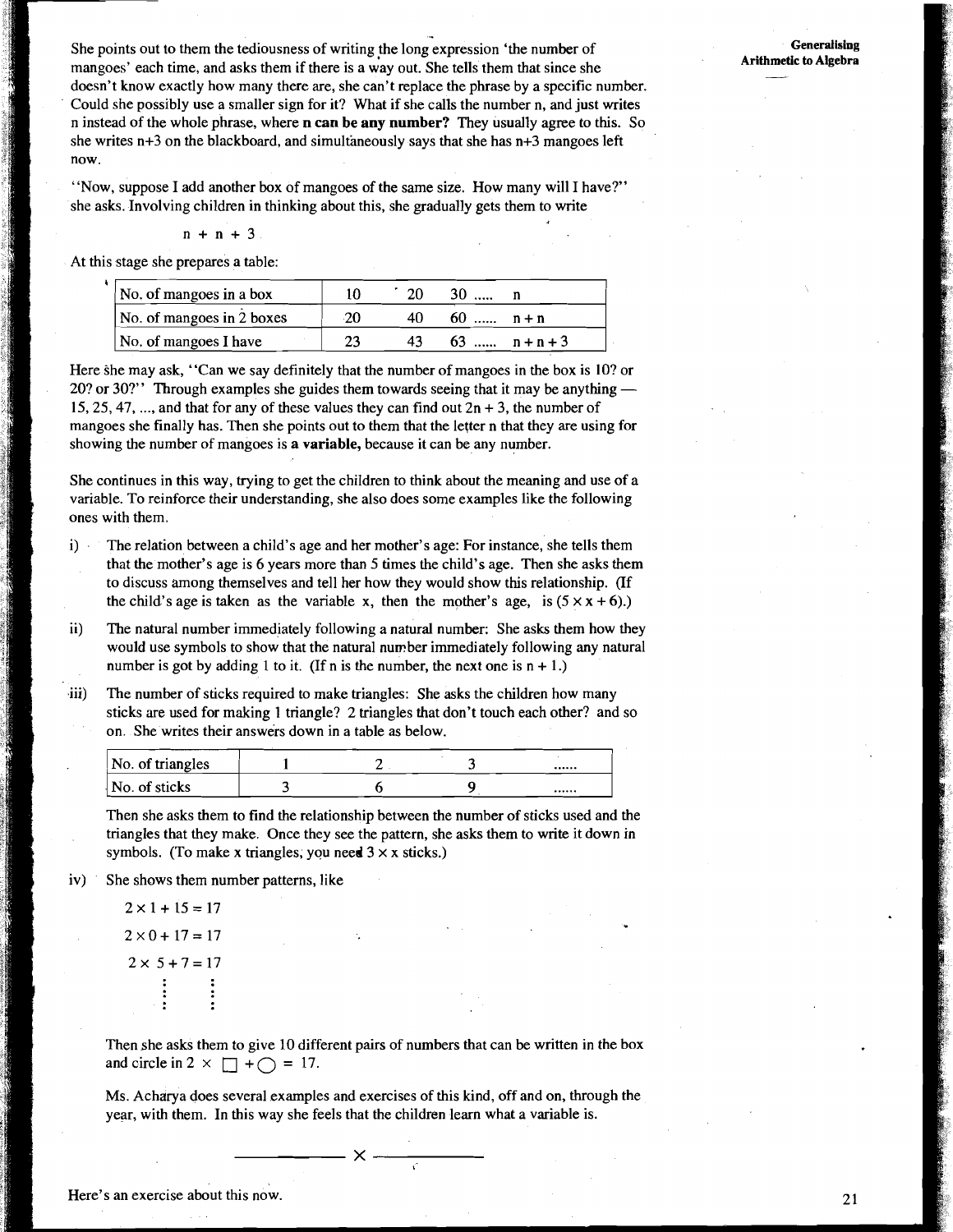She points out to them the tediousness of writing the long expression 'the number of mangoes' each time, and asks them if there is a way out. She tells them that since she doesn't know exactly how many there are, she can't replace the phrase by a specific number. Could she possibly use a smaller sign for it? What if she calls the number n, and just writes n instead of the whole phrase, where **n can be any number?** They usually agree to this. So she writes n+3 on the blackboard, and simultaneously says that she has n+3 mangoes left now.

''Now, suppose I add another box of mangoes of the same size. How many will I have?'' she asks. Involving children in thinking about this, she gradually gets them to write

$$n + n + 3$$

At this stage she prepares a table:

| No. of mangoes in a box | 10 | 20 | 30 ..... | n |
|---|---|---|---|---|
| No. of mangoes in 2 boxes | 20 | 40 | 60 ...... | n + n |
| No. of mangoes I have | 23 | 43 | 63 ...... | n + n + 3 |

Here she may ask, ''Can we say definitely that the number of mangoes in the box is 10? or 20? or 30?'' Through examples she guides them towards seeing that it may be anything — 15, 25, 47, ..., and that for any of these values they can find out 2n + 3, the number of mangoes she finally has. Then she points out to them that the letter n that they are using for showing the number of mangoes is **a variable,** because it can be any number.

She continues in this way, trying to get the children to think about the meaning and use of a variable. To reinforce their understanding, she also does some examples like the following ones with them.

i) The relation between a child's age and her mother's age: For instance, she tells them that the mother's age is 6 years more than 5 times the child's age. Then she asks them to discuss among themselves and tell her how they would show this relationship. (If the child's age is taken as the variable x, then the mother's age, is $(5 \times x + 6)$.)

ii) The natural number immediately following a natural number: She asks them how they would use symbols to show that the natural number immediately following any natural number is got by adding 1 to it. (If n is the number, the next one is n + 1.)

iii) The number of sticks required to make triangles: She asks the children how many sticks are used for making 1 triangle? 2 triangles that don't touch each other? and so on. She writes their answers down in a table as below.

| No. of triangles | 1 | 2 | 3 | ...... |
|---|---|---|---|---|
| No. of sticks | 3 | 6 | 9 | ...... |

Then she asks them to find the relationship between the number of sticks used and the triangles that they make. Once they see the pattern, she asks them to write it down in symbols. (To make x triangles, you need $3 \times x$ sticks.)

iv) She shows them number patterns, like

$2 \times 1 + 15 = 17$

$2 \times 0 + 17 = 17$

$2 \times 5 + 7 = 17$

⋮ ⋮

Then she asks them to give 10 different pairs of numbers that can be written in the box and circle in $2 \times \square + \bigcirc = 17$.

Ms. Acharya does several examples and exercises of this kind, off and on, through the year, with them. In this way she feels that the children learn what a variable is.

———— × ————

Here's an exercise about this now.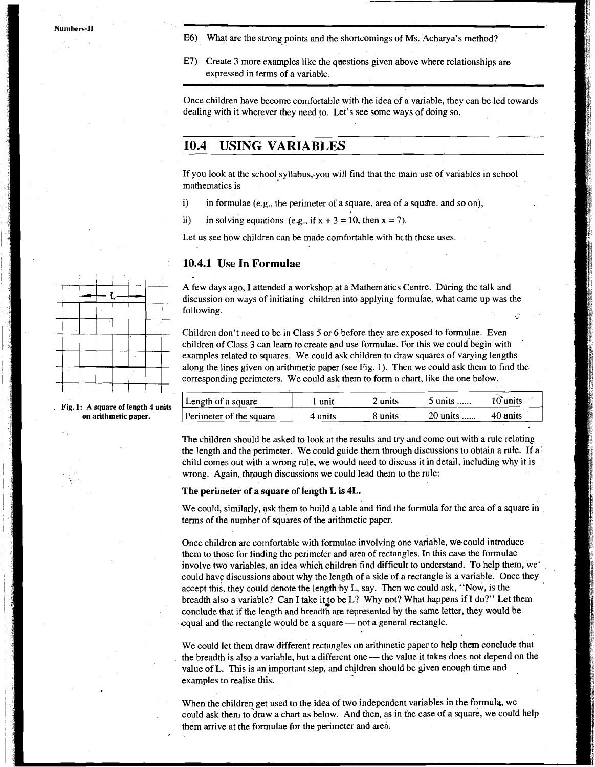E6) What are the strong points and the shortcomings of Ms. Acharya's method?

E7) Create 3 more examples like the questions given above where relationships are expressed in terms of a variable.

Once children have become comfortable with the idea of a variable, they can be led towards dealing with it wherever they need to. Let's see some ways of doing so.

## 10.4 USING VARIABLES

If you look at the school syllabus, you will find that the main use of variables in school mathematics is

i) in formulae (e.g., the perimeter of a square, area of a square, and so on),

ii) in solving equations (e.g., if $x + 3 = 10$, then $x = 7$).

Let us see how children can be made comfortable with both these uses.

### 10.4.1 Use In Formulae

A few days ago, I attended a workshop at a Mathematics Centre. During the talk and discussion on ways of initiating children into applying formulae, what came up was the following.

Children don't need to be in Class 5 or 6 before they are exposed to formulae. Even children of Class 3 can learn to create and use formulae. For this we could begin with examples related to squares. We could ask children to draw squares of varying lengths along the lines given on arithmetic paper (see Fig. 1). Then we could ask them to find the corresponding perimeters. We could ask them to form a chart, like the one below.

Fig. 1: A square of length 4 units on arithmetic paper.

| Length of a square | 1 unit | 2 units | 5 units ...... | 10 units |
|---|---|---|---|---|
| Perimeter of the square | 4 units | 8 units | 20 units ...... | 40 units |

The children should be asked to look at the results and try and come out with a rule relating the length and the perimeter. We could guide them through discussions to obtain a rule. If a child comes out with a wrong rule, we would need to discuss it in detail, including why it is wrong. Again, through discussions we could lead them to the rule:

**The perimeter of a square of length L is 4L.**

We could, similarly, ask them to build a table and find the formula for the area of a square in terms of the number of squares of the arithmetic paper.

Once children are comfortable with formulae involving one variable, we could introduce them to those for finding the perimeter and area of rectangles. In this case the formulae involve two variables, an idea which children find difficult to understand. To help them, we could have discussions about why the length of a side of a rectangle is a variable. Once they accept this, they could denote the length by L, say. Then we could ask, "Now, is the breadth also a variable? Can I take it to be L? Why not? What happens if I do?" Let them conclude that if the length and breadth are represented by the same letter, they would be equal and the rectangle would be a square — not a general rectangle.

We could let them draw different rectangles on arithmetic paper to help them conclude that the breadth is also a variable, but a different one — the value it takes does not depend on the value of L. This is an important step, and children should be given enough time and examples to realise this.

When the children get used to the idea of two independent variables in the formula, we could ask them to draw a chart as below. And then, as in the case of a square, we could help them arrive at the formulae for the perimeter and area.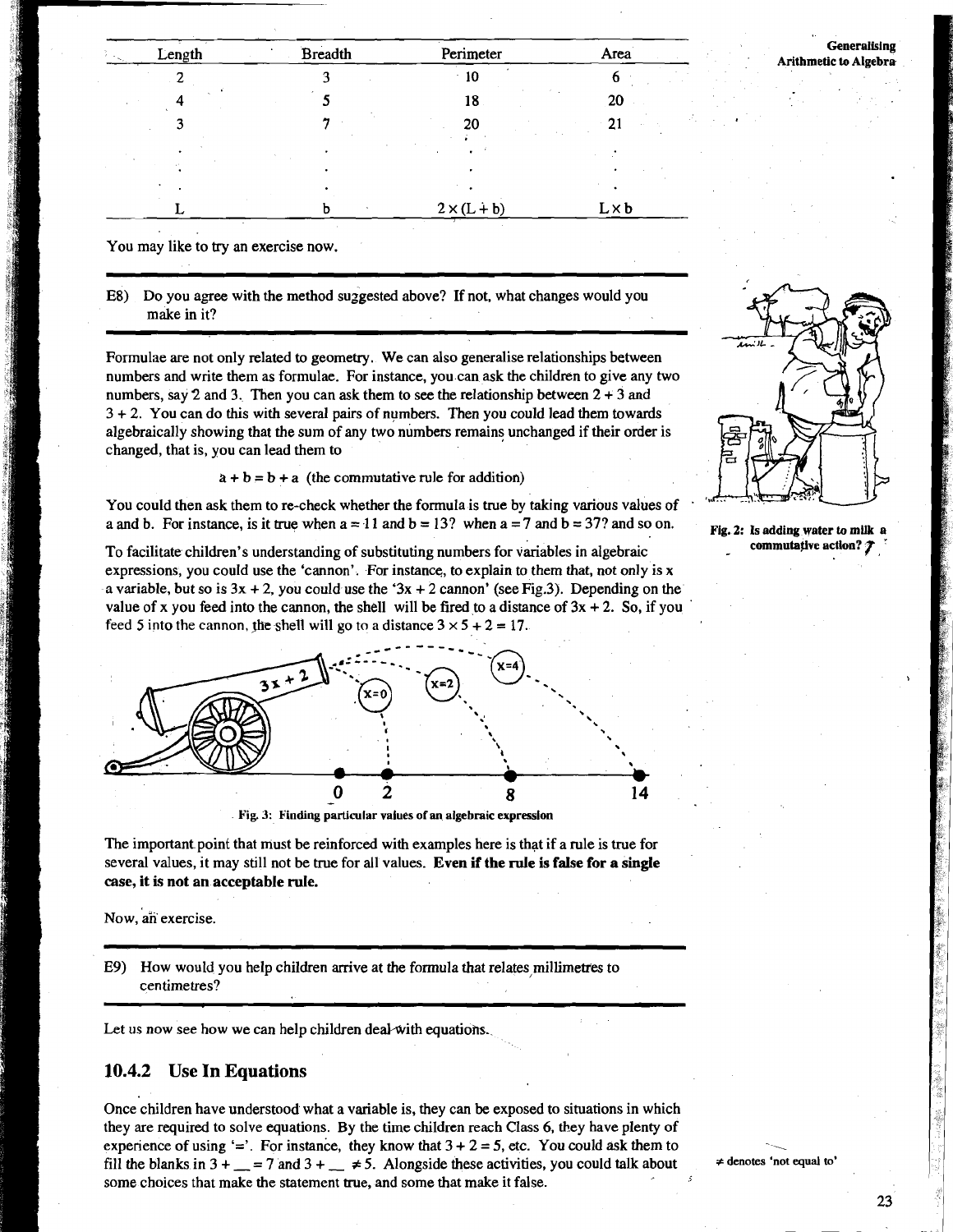| Length | Breadth | Perimeter | Area |
|---|---|---|---|
| 2 | 3 | 10 | 6 |
| 4 | 5 | 18 | 20 |
| 3 | 7 | 20 | 21 |
| . | . | . | . |
| . | . | . | . |
| . | . | . | . |
| L | b | $2 \times (L + b)$ | $L \times b$ |

You may like to try an exercise now.

---

E8) Do you agree with the method suggested above? If not, what changes would you make in it?

---

Formulae are not only related to geometry. We can also generalise relationships between numbers and write them as formulae. For instance, you can ask the children to give any two numbers, say 2 and 3. Then you can ask them to see the relationship between 2 + 3 and 3 + 2. You can do this with several pairs of numbers. Then you could lead them towards algebraically showing that the sum of any two numbers remains unchanged if their order is changed, that is, you can lead them to

$$a + b = b + a \text{ (the commutative rule for addition)}$$

You could then ask them to re-check whether the formula is true by taking various values of a and b. For instance, is it true when a = 11 and b = 13? when a = 7 and b = 37? and so on.

Fig. 2: Is adding water to milk a commutative action?

To facilitate children's understanding of substituting numbers for variables in algebraic expressions, you could use the 'cannon'. For instance, to explain to them that, not only is x a variable, but so is 3x + 2, you could use the '3x + 2 cannon' (see Fig.3). Depending on the value of x you feed into the cannon, the shell will be fired to a distance of 3x + 2. So, if you feed 5 into the cannon, the shell will go to a distance $3 \times 5 + 2 = 17$.

Fig. 3: Finding particular values of an algebraic expression

The important point that must be reinforced with examples here is that if a rule is true for several values, it may still not be true for all values. **Even if the rule is false for a single case, it is not an acceptable rule.**

Now, an exercise.

---

E9) How would you help children arrive at the formula that relates millimetres to centimetres?

---

Let us now see how we can help children deal with equations.

### 10.4.2 Use In Equations

Once children have understood what a variable is, they can be exposed to situations in which they are required to solve equations. By the time children reach Class 6, they have plenty of experience of using '='. For instance, they know that 3 + 2 = 5, etc. You could ask them to fill the blanks in 3 + __ = 7 and 3 + __ ≠ 5. Alongside these activities, you could talk about some choices that make the statement true, and some that make it false.

≠ denotes 'not equal to'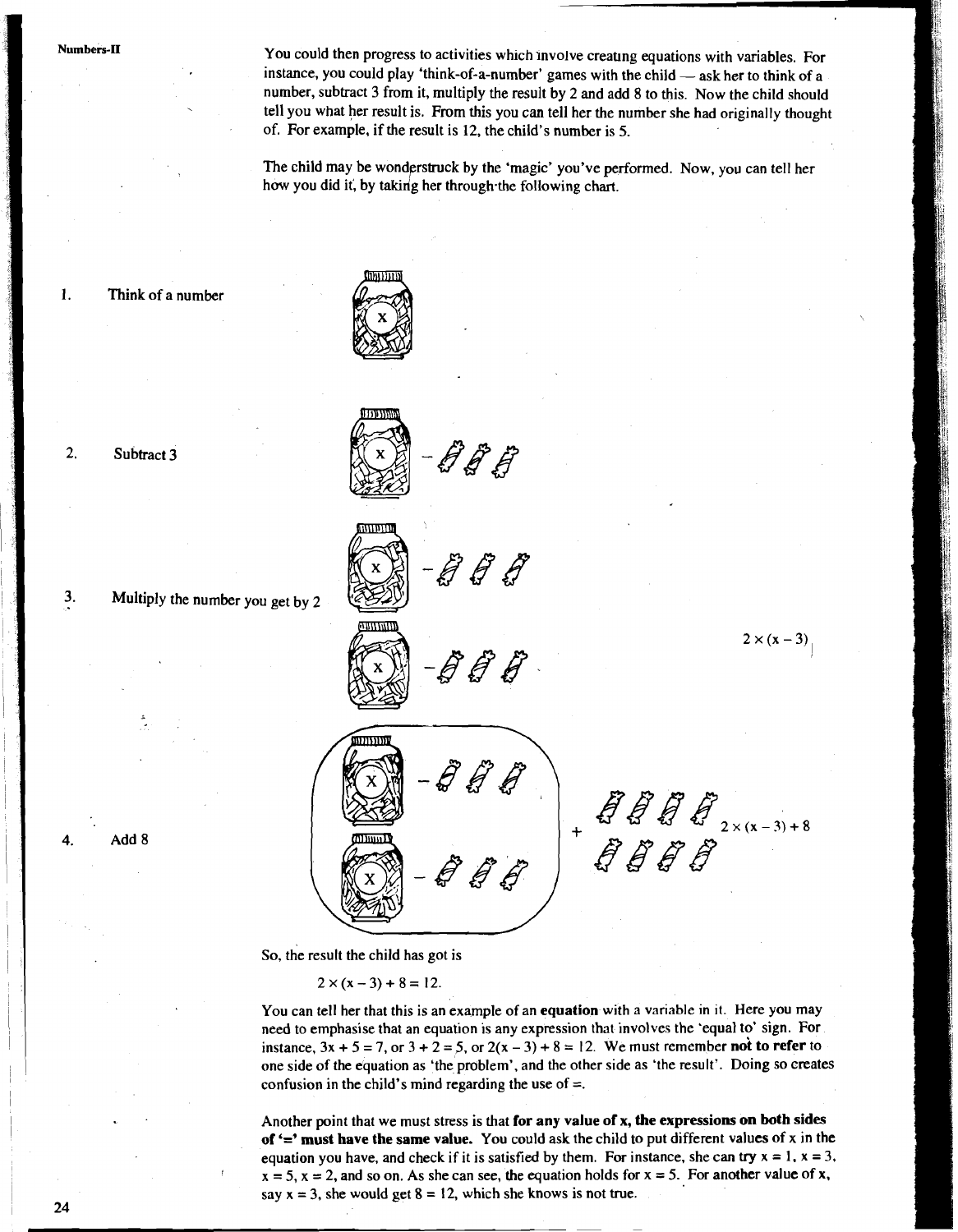You could then progress to activities which involve creating equations with variables. For instance, you could play 'think-of-a-number' games with the child — ask her to think of a number, subtract 3 from it, multiply the result by 2 and add 8 to this. Now the child should tell you what her result is. From this you can tell her the number she had originally thought of. For example, if the result is 12, the child's number is 5.

The child may be wonderstruck by the 'magic' you've performed. Now, you can tell her how you did it, by taking her through the following chart.

1. Think of a number

2. Subtract 3

3. Multiply the number you get by 2

$2 \times (x - 3)$

4. Add 8

$2 \times (x - 3) + 8$

So, the result the child has got is

$$2 \times (x - 3) + 8 = 12.$$

You can tell her that this is an example of an **equation** with a variable in it. Here you may need to emphasise that an equation is any expression that involves the 'equal to' sign. For instance, $3x + 5 = 7$, or $3 + 2 = 5$, or $2(x - 3) + 8 = 12$. We must remember **not to refer** to one side of the equation as 'the problem', and the other side as 'the result'. Doing so creates confusion in the child's mind regarding the use of =.

Another point that we must stress is that **for any value of x, the expressions on both sides of '=' must have the same value.** You could ask the child to put different values of x in the equation you have, and check if it is satisfied by them. For instance, she can try $x = 1$, $x = 3$, $x = 5$, $x = 2$, and so on. As she can see, the equation holds for $x = 5$. For another value of x, say $x = 3$, she would get $8 = 12$, which she knows is not true.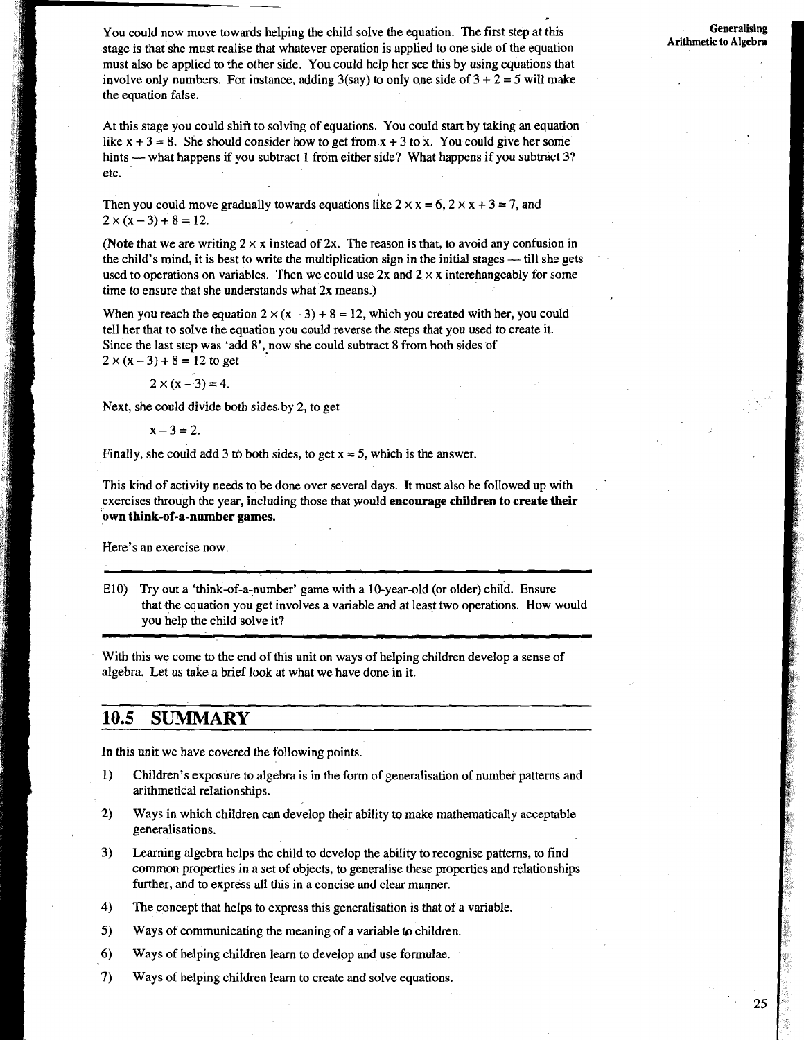You could now move towards helping the child solve the equation. The first step at this stage is that she must realise that whatever operation is applied to one side of the equation must also be applied to the other side. You could help her see this by using equations that involve only numbers. For instance, adding 3(say) to only one side of $3 + 2 = 5$ will make the equation false.

At this stage you could shift to solving of equations. You could start by taking an equation like $x + 3 = 8$. She should consider how to get from $x + 3$ to x. You could give her some hints — what happens if you subtract 1 from either side? What happens if you subtract 3? etc.

Then you could move gradually towards equations like $2 \times x = 6$, $2 \times x + 3 = 7$, and $2 \times (x - 3) + 8 = 12$.

(**Note** that we are writing $2 \times x$ instead of 2x. The reason is that, to avoid any confusion in the child's mind, it is best to write the multiplication sign in the initial stages — till she gets used to operations on variables. Then we could use 2x and $2 \times x$ interchangeably for some time to ensure that she understands what 2x means.)

When you reach the equation $2 \times (x - 3) + 8 = 12$, which you created with her, you could tell her that to solve the equation you could reverse the steps that you used to create it. Since the last step was 'add 8', now she could subtract 8 from both sides of $2 \times (x - 3) + 8 = 12$ to get

$$2 \times (x - 3) = 4.$$

Next, she could divide both sides by 2, to get

$$x - 3 = 2.$$

Finally, she could add 3 to both sides, to get $x = 5$, which is the answer.

This kind of activity needs to be done over several days. It must also be followed up with exercises through the year, including those that would **encourage children to create their own think-of-a-number games.**

Here's an exercise now.

---

E10) Try out a 'think-of-a-number' game with a 10-year-old (or older) child. Ensure that the equation you get involves a variable and at least two operations. How would you help the child solve it?

---

With this we come to the end of this unit on ways of helping children develop a sense of algebra. Let us take a brief look at what we have done in it.

## 10.5 SUMMARY

In this unit we have covered the following points.

1) Children's exposure to algebra is in the form of generalisation of number patterns and arithmetical relationships.
2) Ways in which children can develop their ability to make mathematically acceptable generalisations.
3) Learning algebra helps the child to develop the ability to recognise patterns, to find common properties in a set of objects, to generalise these properties and relationships further, and to express all this in a concise and clear manner.
4) The concept that helps to express this generalisation is that of a variable.
5) Ways of communicating the meaning of a variable to children.
6) Ways of helping children learn to develop and use formulae.
7) Ways of helping children learn to create and solve equations.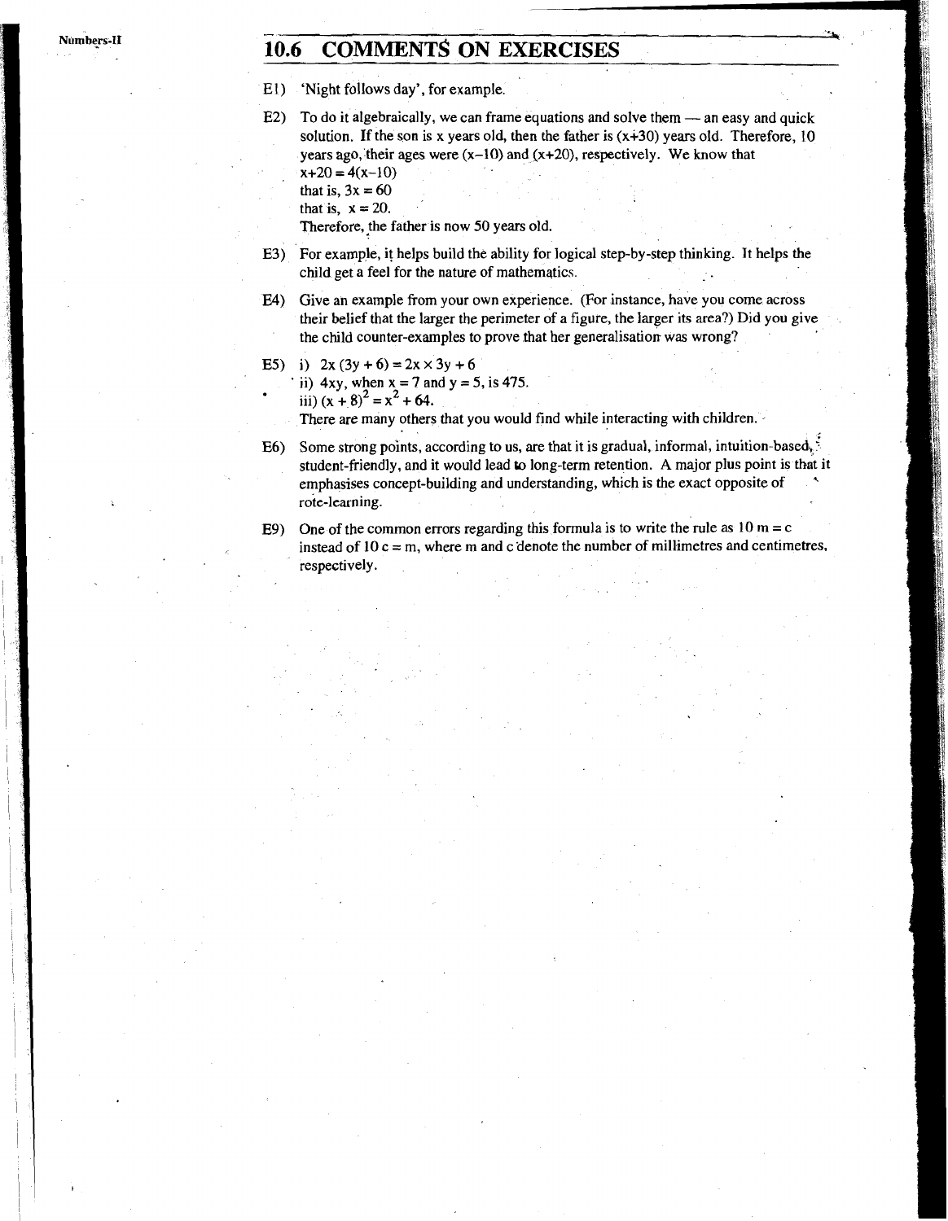## 10.6 COMMENTS ON EXERCISES

E1) 'Night follows day', for example.

E2) To do it algebraically, we can frame equations and solve them — an easy and quick solution. If the son is x years old, then the father is (x+30) years old. Therefore, 10 years ago, their ages were (x–10) and (x+20), respectively. We know that

$x+20 = 4(x-10)$

that is, $3x = 60$

that is, $x = 20$.

Therefore, the father is now 50 years old.

E3) For example, it helps build the ability for logical step-by-step thinking. It helps the child get a feel for the nature of mathematics.

E4) Give an example from your own experience. (For instance, have you come across their belief that the larger the perimeter of a figure, the larger its area?) Did you give the child counter-examples to prove that her generalisation was wrong?

E5) i) $2x(3y + 6) = 2x \times 3y + 6$

ii) $4xy$, when $x = 7$ and $y = 5$, is 475.

iii) $(x + 8)^2 = x^2 + 64$.

There are many others that you would find while interacting with children.

E6) Some strong points, according to us, are that it is gradual, informal, intuition-based, student-friendly, and it would lead to long-term retention. A major plus point is that it emphasises concept-building and understanding, which is the exact opposite of rote-learning.

E9) One of the common errors regarding this formula is to write the rule as $10\,m = c$ instead of $10\,c = m$, where m and c denote the number of millimetres and centimetres, respectively.